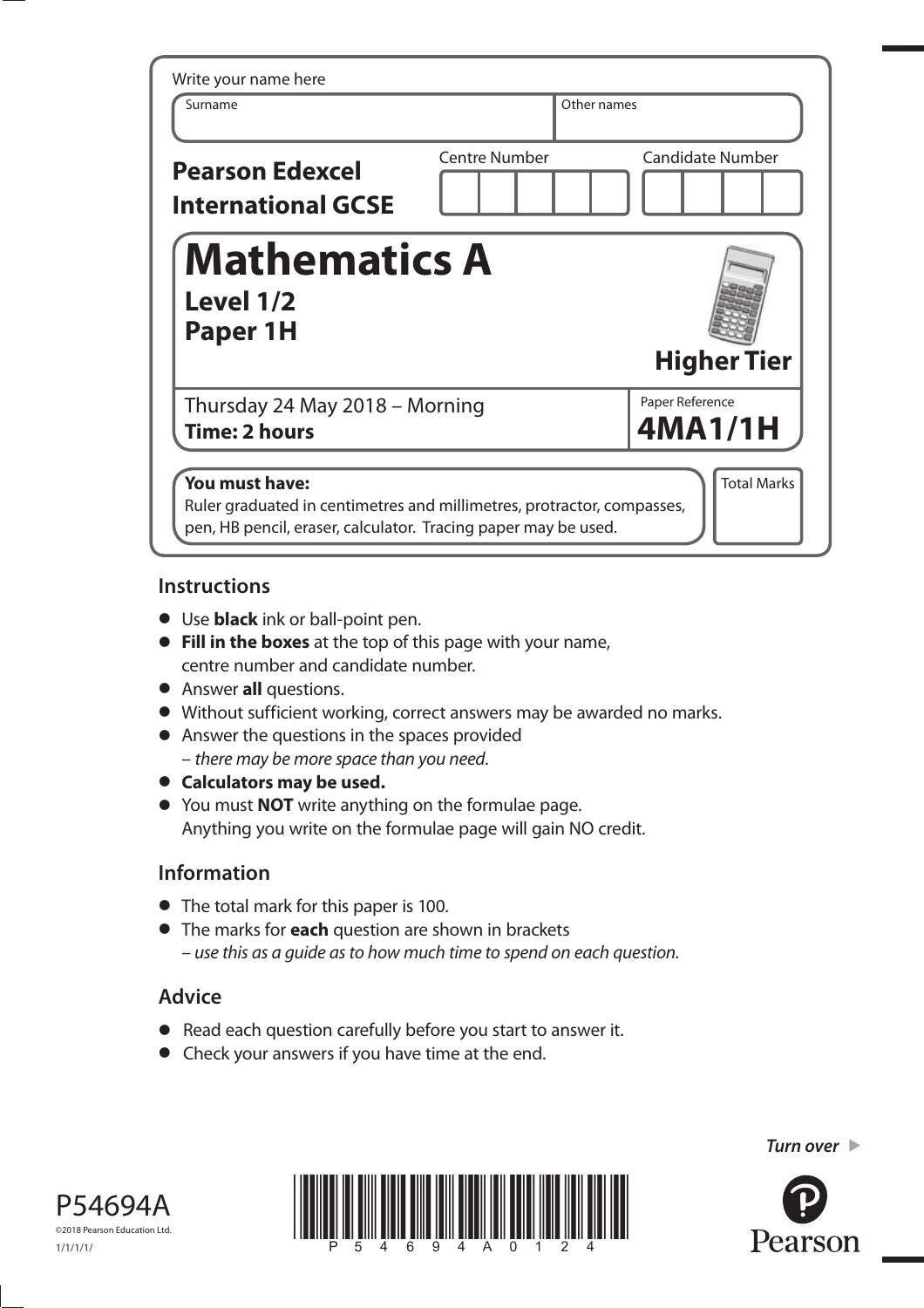Write your name here

| Surname | Other names |
|---|---|
| | |

**Pearson Edexcel International GCSE**

| Centre Number | Candidate Number |
|---|---|
| | |

# Mathematics A

## Level 1/2
## Paper 1H

**Higher Tier**

Thursday 24 May 2018 – Morning
**Time: 2 hours**

Paper Reference
**4MA1/1H**

**You must have:**
Ruler graduated in centimetres and millimetres, protractor, compasses, pen, HB pencil, eraser, calculator. Tracing paper may be used.

Total Marks

## Instructions

- Use **black** ink or ball-point pen.
- **Fill in the boxes** at the top of this page with your name, centre number and candidate number.
- Answer **all** questions.
- Without sufficient working, correct answers may be awarded no marks.
- Answer the questions in the spaces provided
  – *there may be more space than you need*.
- **Calculators may be used.**
- You must **NOT** write anything on the formulae page.
  Anything you write on the formulae page will gain NO credit.

## Information

- The total mark for this paper is 100.
- The marks for **each** question are shown in brackets
  – *use this as a guide as to how much time to spend on each question.*

## Advice

- Read each question carefully before you start to answer it.
- Check your answers if you have time at the end.

*Turn over*

P54694A
©2018 Pearson Education Ltd.
1/1/1/1/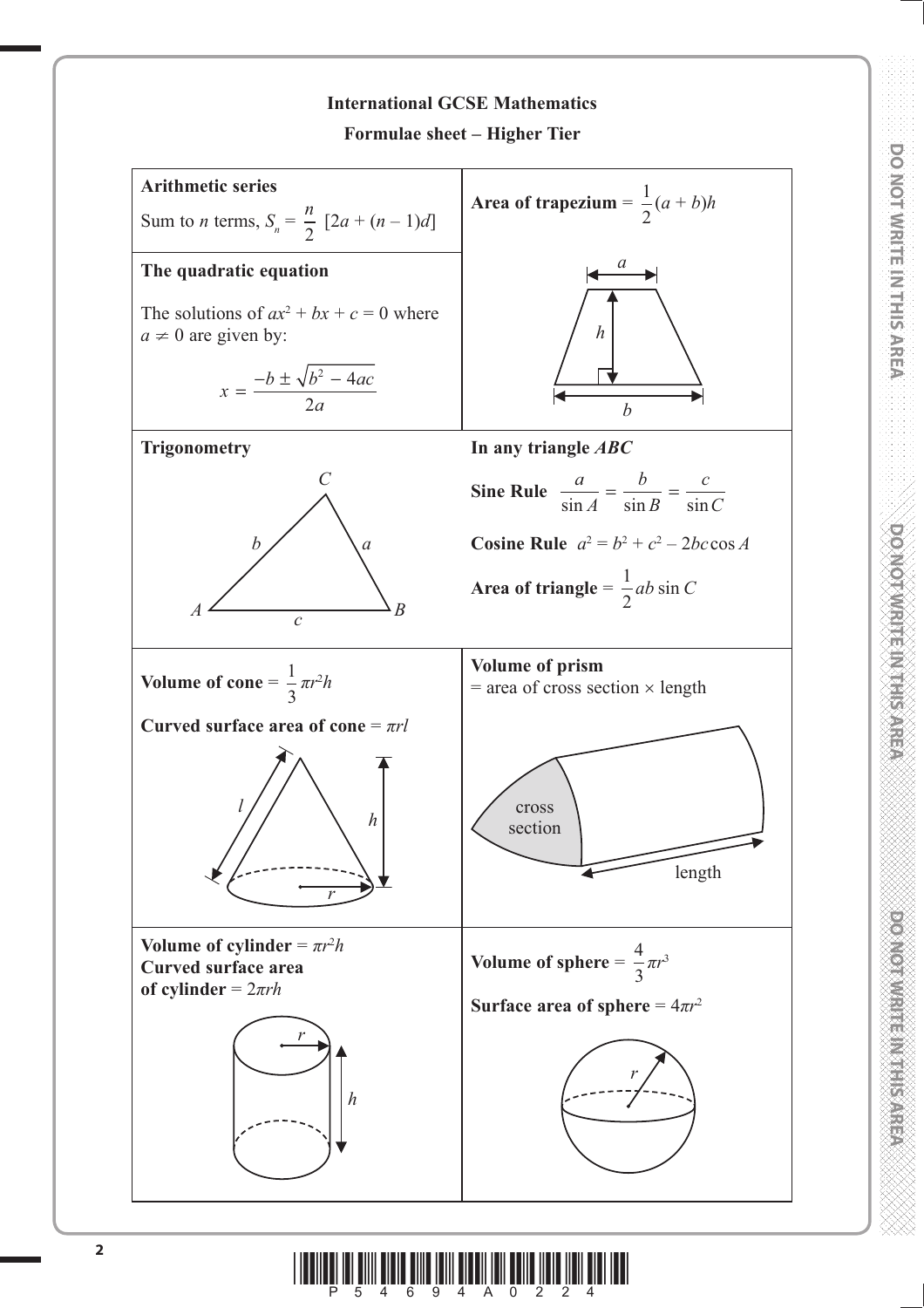# International GCSE Mathematics

## Formulae sheet – Higher Tier

**Arithmetic series**

Sum to $n$ terms, $S_n = \frac{n}{2}[2a + (n-1)d]$

**The quadratic equation**

The solutions of $ax^2 + bx + c = 0$ where $a \neq 0$ are given by:

$$x = \frac{-b \pm \sqrt{b^2 - 4ac}}{2a}$$

**Area of trapezium** $= \frac{1}{2}(a + b)h$

**Trigonometry**

**In any triangle *ABC***

**Sine Rule** $\frac{a}{\sin A} = \frac{b}{\sin B} = \frac{c}{\sin C}$

**Cosine Rule** $a^2 = b^2 + c^2 - 2bc\cos A$

**Area of triangle** $= \frac{1}{2}ab\sin C$

**Volume of cone** $= \frac{1}{3}\pi r^2 h$

**Curved surface area of cone** $= \pi rl$

**Volume of prism**
= area of cross section × length

**Volume of cylinder** $= \pi r^2 h$
**Curved surface area of cylinder** $= 2\pi rh$

**Volume of sphere** $= \frac{4}{3}\pi r^3$

**Surface area of sphere** $= 4\pi r^2$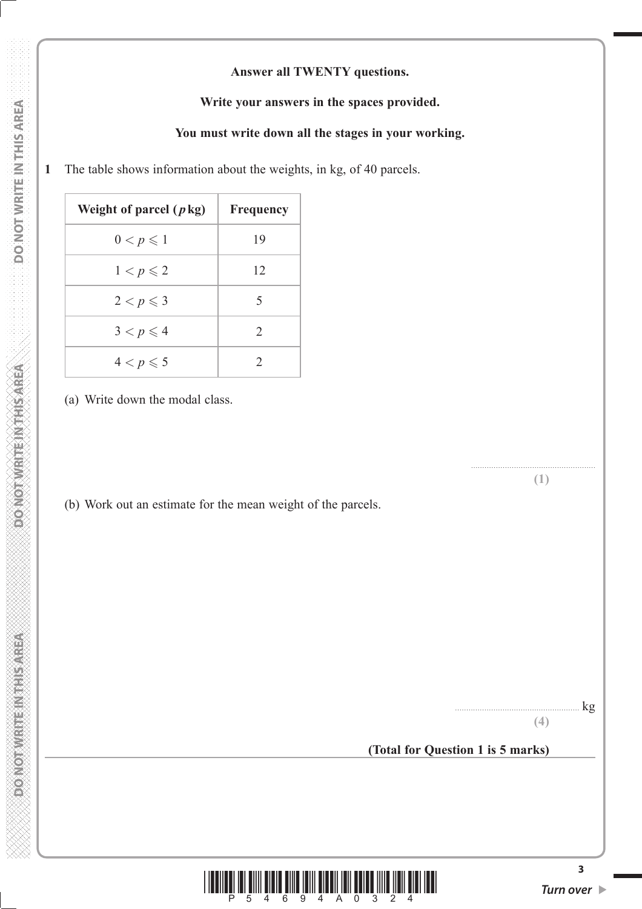**Answer all TWENTY questions.**

**Write your answers in the spaces provided.**

**You must write down all the stages in your working.**

**1** The table shows information about the weights, in kg, of 40 parcels.

| Weight of parcel ($p$ kg) | Frequency |
|---|---|
| $0 < p \leqslant 1$ | 19 |
| $1 < p \leqslant 2$ | 12 |
| $2 < p \leqslant 3$ | 5 |
| $3 < p \leqslant 4$ | 2 |
| $4 < p \leqslant 5$ | 2 |

(a) Write down the modal class.

.......................................................

**(1)**

(b) Work out an estimate for the mean weight of the parcels.

....................................................... kg

**(4)**

**(Total for Question 1 is 5 marks)**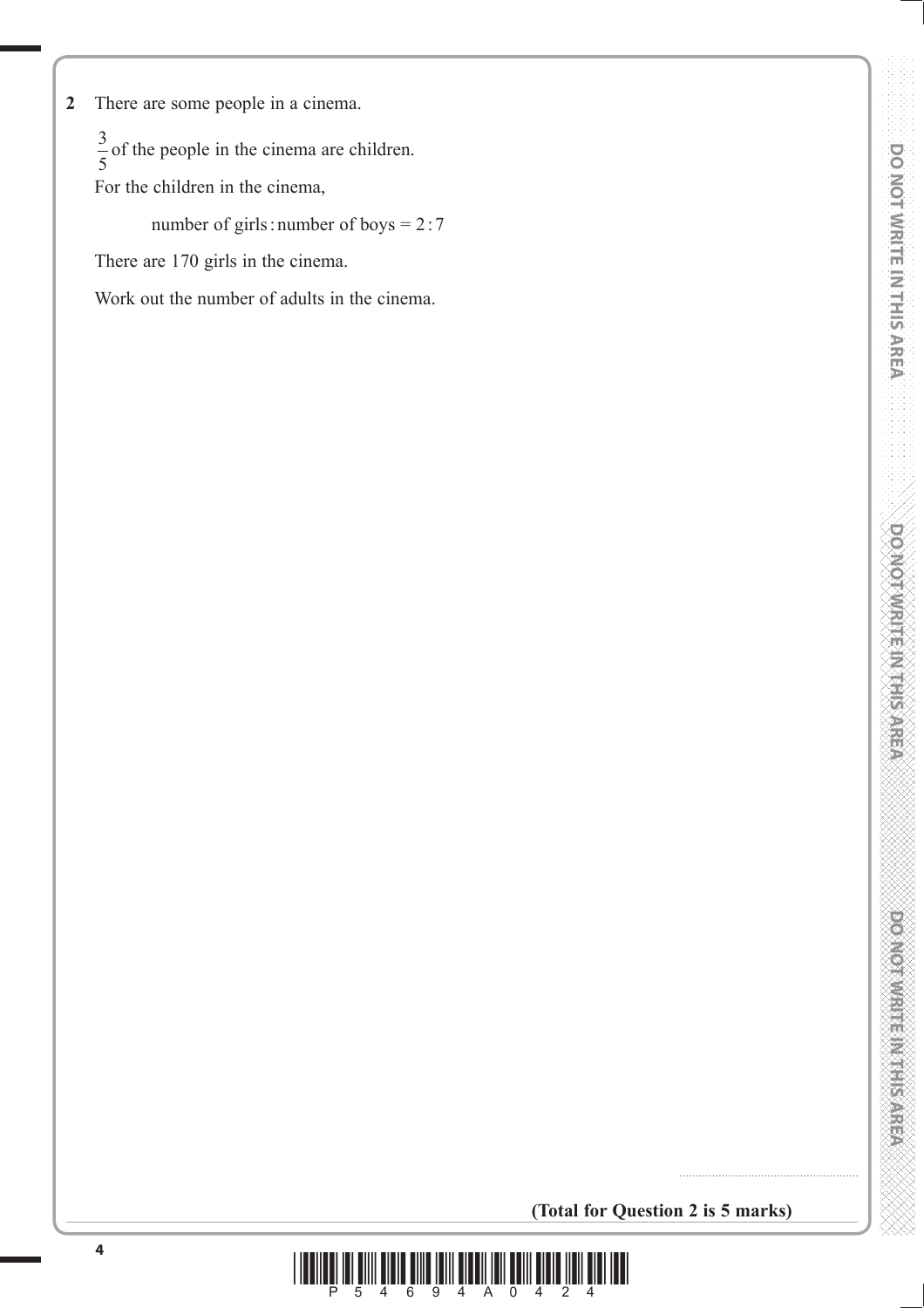**2** There are some people in a cinema.

$\frac{3}{5}$ of the people in the cinema are children.

For the children in the cinema,

number of girls : number of boys = 2 : 7

There are 170 girls in the cinema.

Work out the number of adults in the cinema.

..........................................................

**(Total for Question 2 is 5 marks)**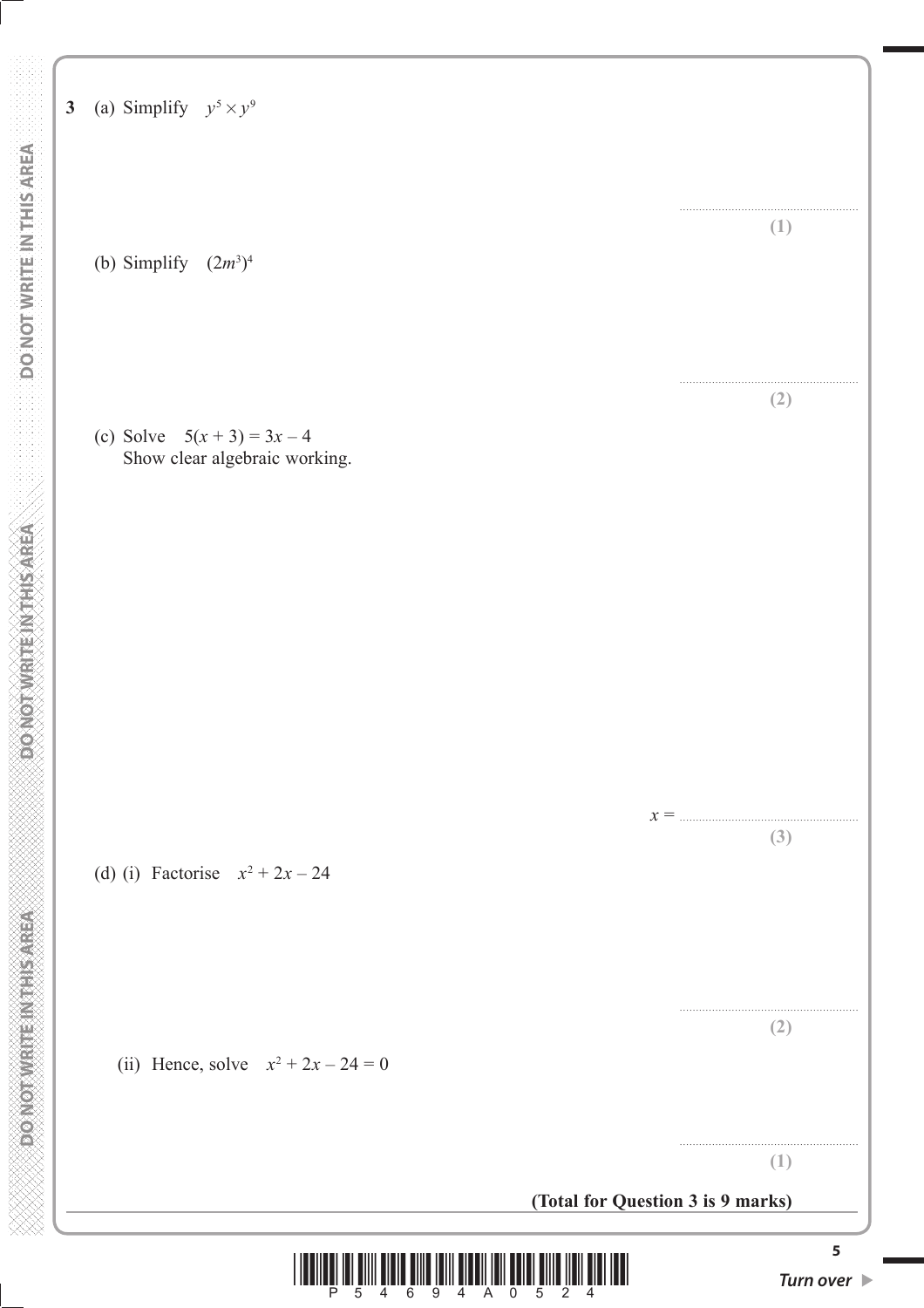**3** (a) Simplify $y^5 \times y^9$

..................................................
**(1)**

(b) Simplify $(2m^3)^4$

..................................................
**(2)**

(c) Solve $5(x + 3) = 3x - 4$
Show clear algebraic working.

$x =$ ..................................................
**(3)**

(d) (i) Factorise $x^2 + 2x - 24$

..................................................
**(2)**

(ii) Hence, solve $x^2 + 2x - 24 = 0$

..................................................
**(1)**

**(Total for Question 3 is 9 marks)**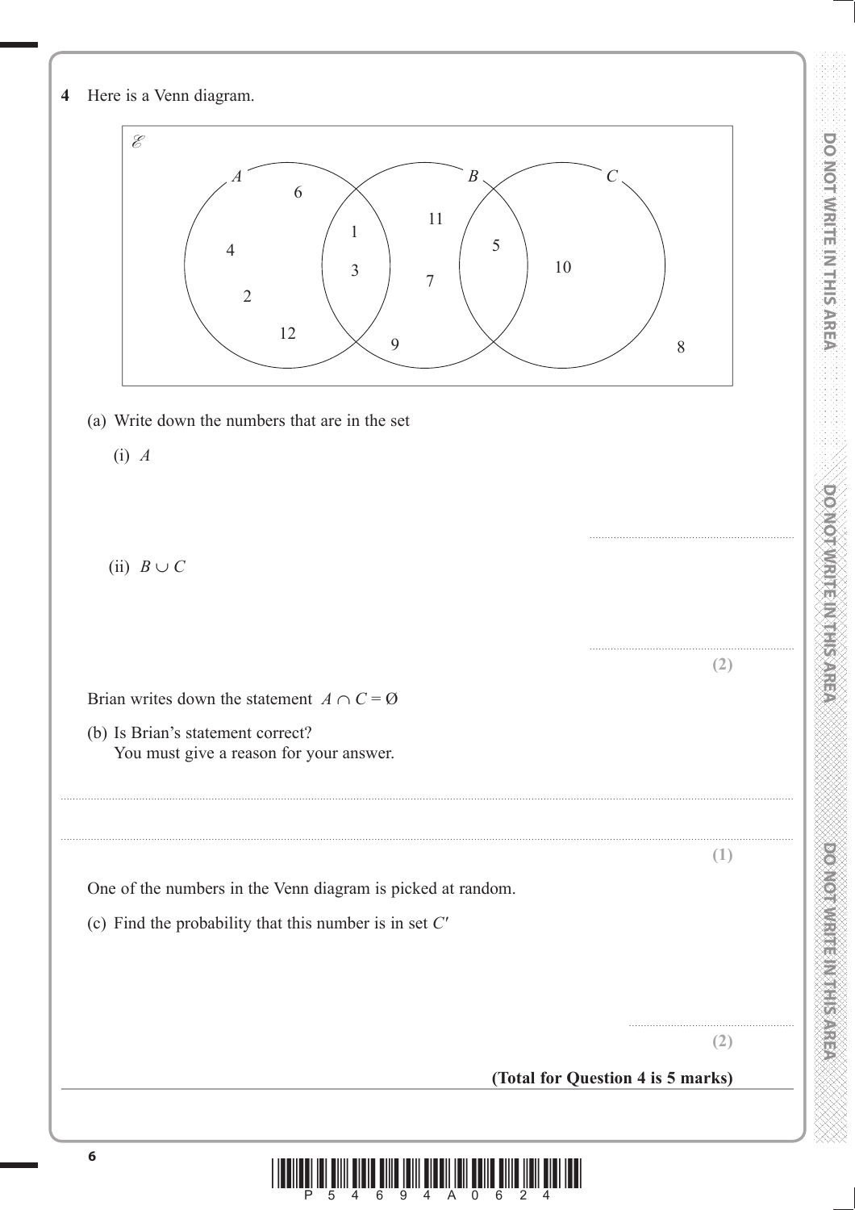**4** Here is a Venn diagram.

(a) Write down the numbers that are in the set

(i) $A$

.......................................................

(ii) $B \cup C$

.......................................................

**(2)**

Brian writes down the statement $A \cap C = \varnothing$

(b) Is Brian's statement correct?
You must give a reason for your answer.

..............................................................................................................................................

..............................................................................................................................................

**(1)**

One of the numbers in the Venn diagram is picked at random.

(c) Find the probability that this number is in set $C'$

.......................................................

**(2)**

**(Total for Question 4 is 5 marks)**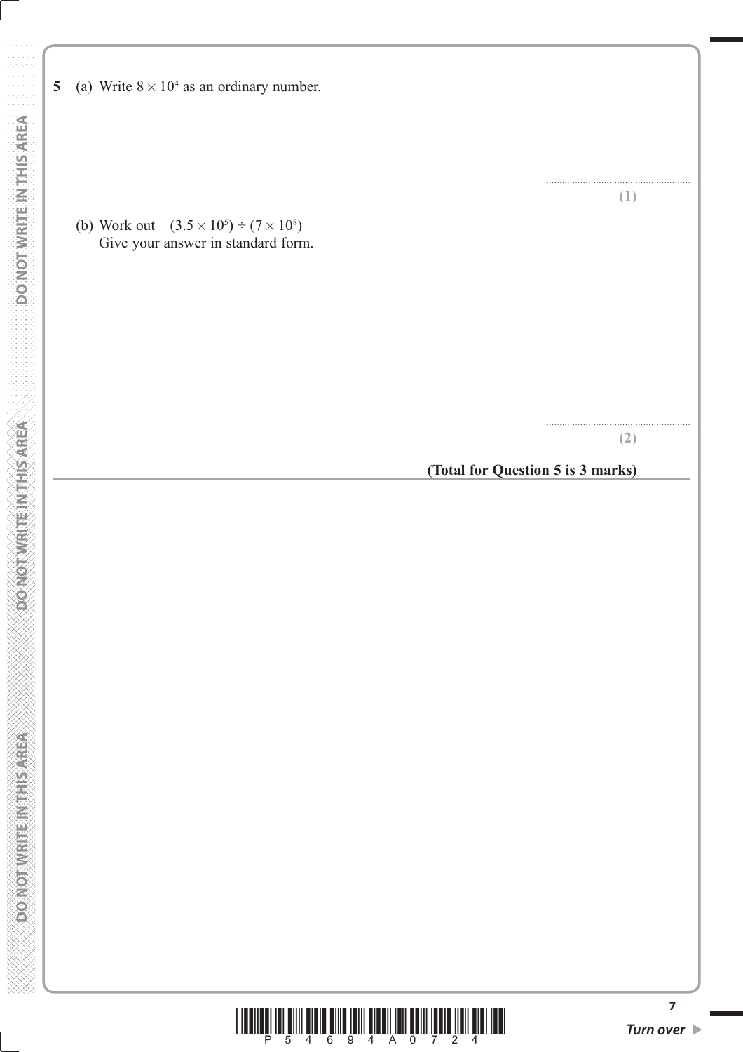**5** (a) Write $8 \times 10^4$ as an ordinary number.

..........................................................

**(1)**

(b) Work out $(3.5 \times 10^5) \div (7 \times 10^8)$

Give your answer in standard form.

..........................................................

**(2)**

**(Total for Question 5 is 3 marks)**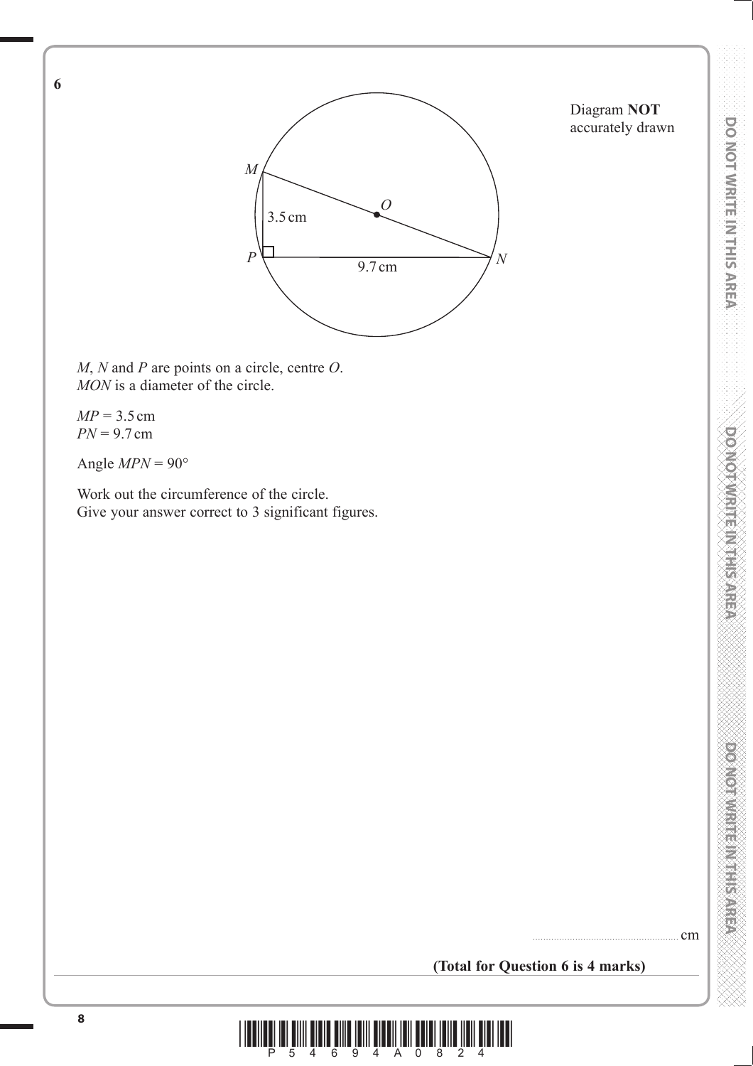**6**

Diagram **NOT** accurately drawn

$M$, $N$ and $P$ are points on a circle, centre $O$.
$MON$ is a diameter of the circle.

$MP = 3.5$ cm
$PN = 9.7$ cm

Angle $MPN = 90°$

Work out the circumference of the circle.
Give your answer correct to 3 significant figures.

.......................................................cm

**(Total for Question 6 is 4 marks)**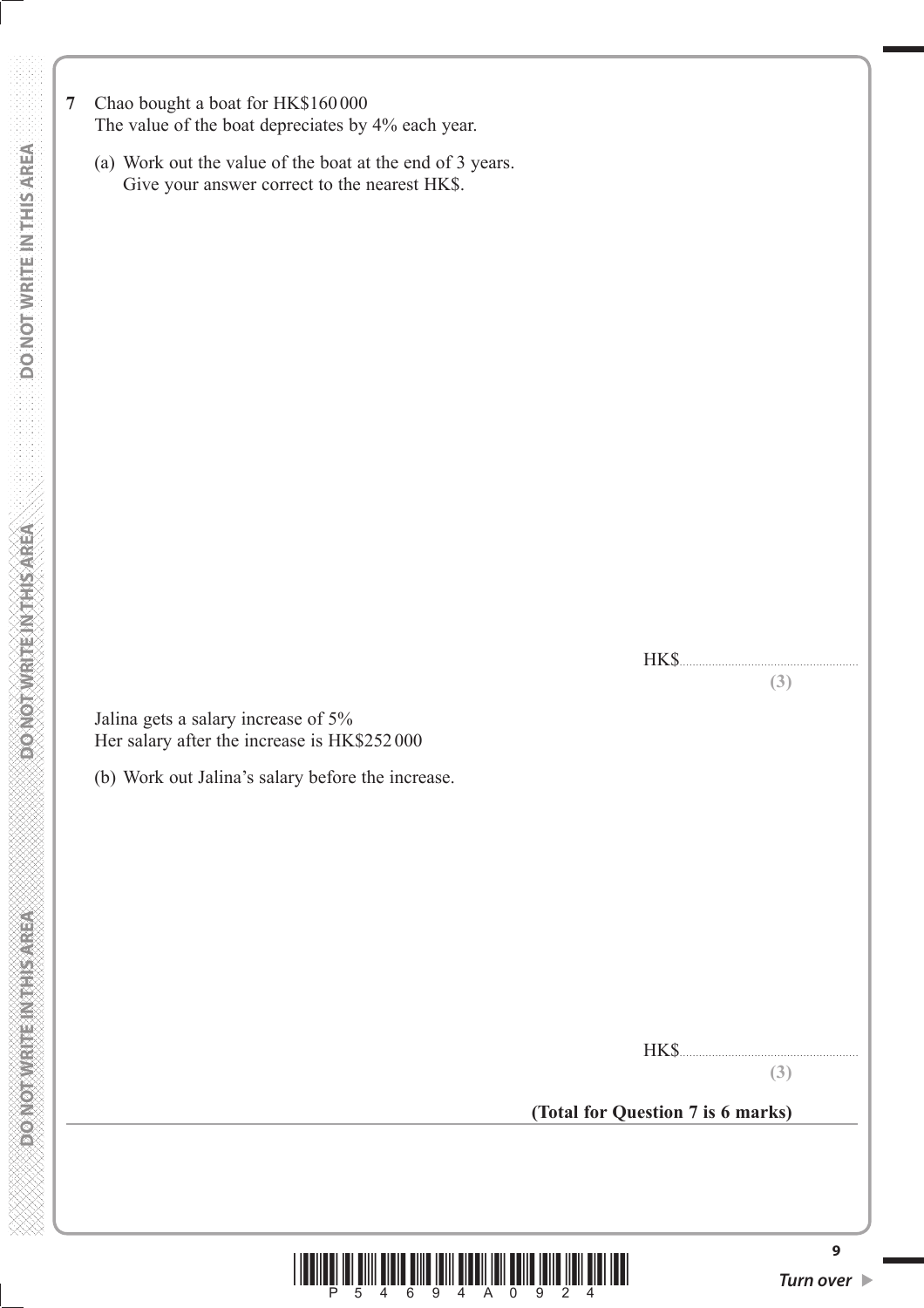**7** Chao bought a boat for HK$160 000
The value of the boat depreciates by 4% each year.

(a) Work out the value of the boat at the end of 3 years.
Give your answer correct to the nearest HK$.

HK$......................................................
**(3)**

Jalina gets a salary increase of 5%
Her salary after the increase is HK$252 000

(b) Work out Jalina's salary before the increase.

HK$......................................................
**(3)**

**(Total for Question 7 is 6 marks)**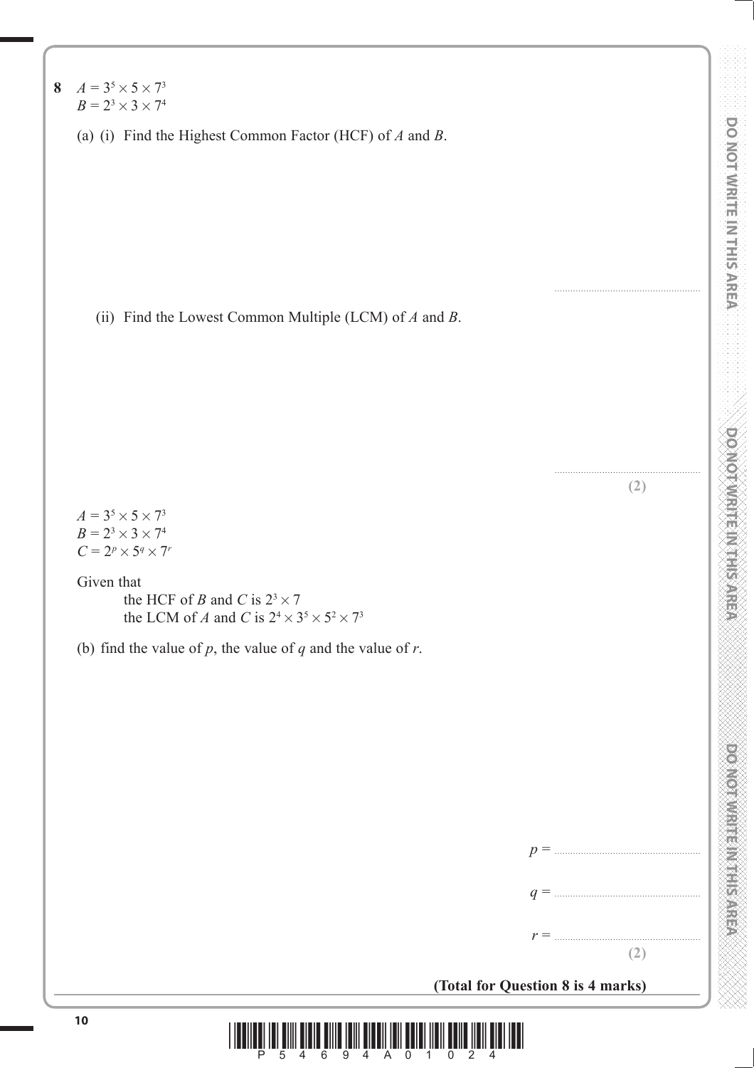**8** $A = 3^5 \times 5 \times 7^3$
$B = 2^3 \times 3 \times 7^4$

(a) (i) Find the Highest Common Factor (HCF) of $A$ and $B$.

..........................................................

(ii) Find the Lowest Common Multiple (LCM) of $A$ and $B$.

..........................................................

**(2)**

$A = 3^5 \times 5 \times 7^3$
$B = 2^3 \times 3 \times 7^4$
$C = 2^p \times 5^q \times 7^r$

Given that

the HCF of $B$ and $C$ is $2^3 \times 7$

the LCM of $A$ and $C$ is $2^4 \times 3^5 \times 5^2 \times 7^3$

(b) find the value of $p$, the value of $q$ and the value of $r$.

$p =$ ..........................................................

$q =$ ..........................................................

$r =$ ..........................................................

**(2)**

**(Total for Question 8 is 4 marks)**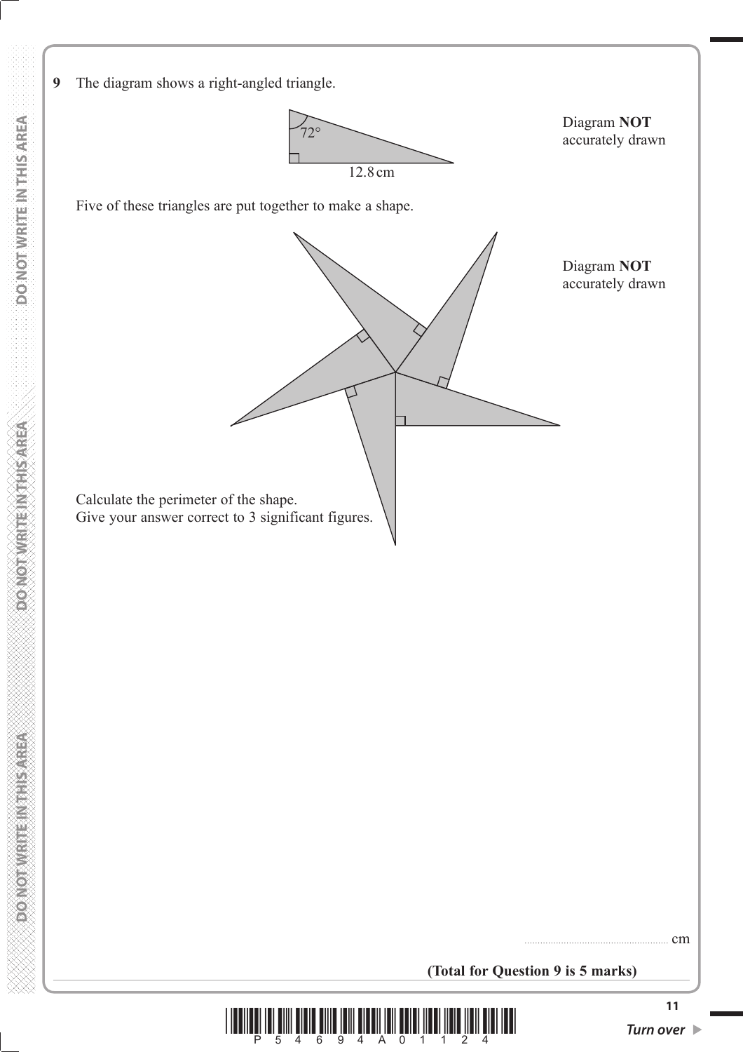**9** The diagram shows a right-angled triangle.

72°

12.8 cm

Diagram **NOT** accurately drawn

Five of these triangles are put together to make a shape.

Diagram **NOT** accurately drawn

Calculate the perimeter of the shape.
Give your answer correct to 3 significant figures.

.......................................................cm

**(Total for Question 9 is 5 marks)**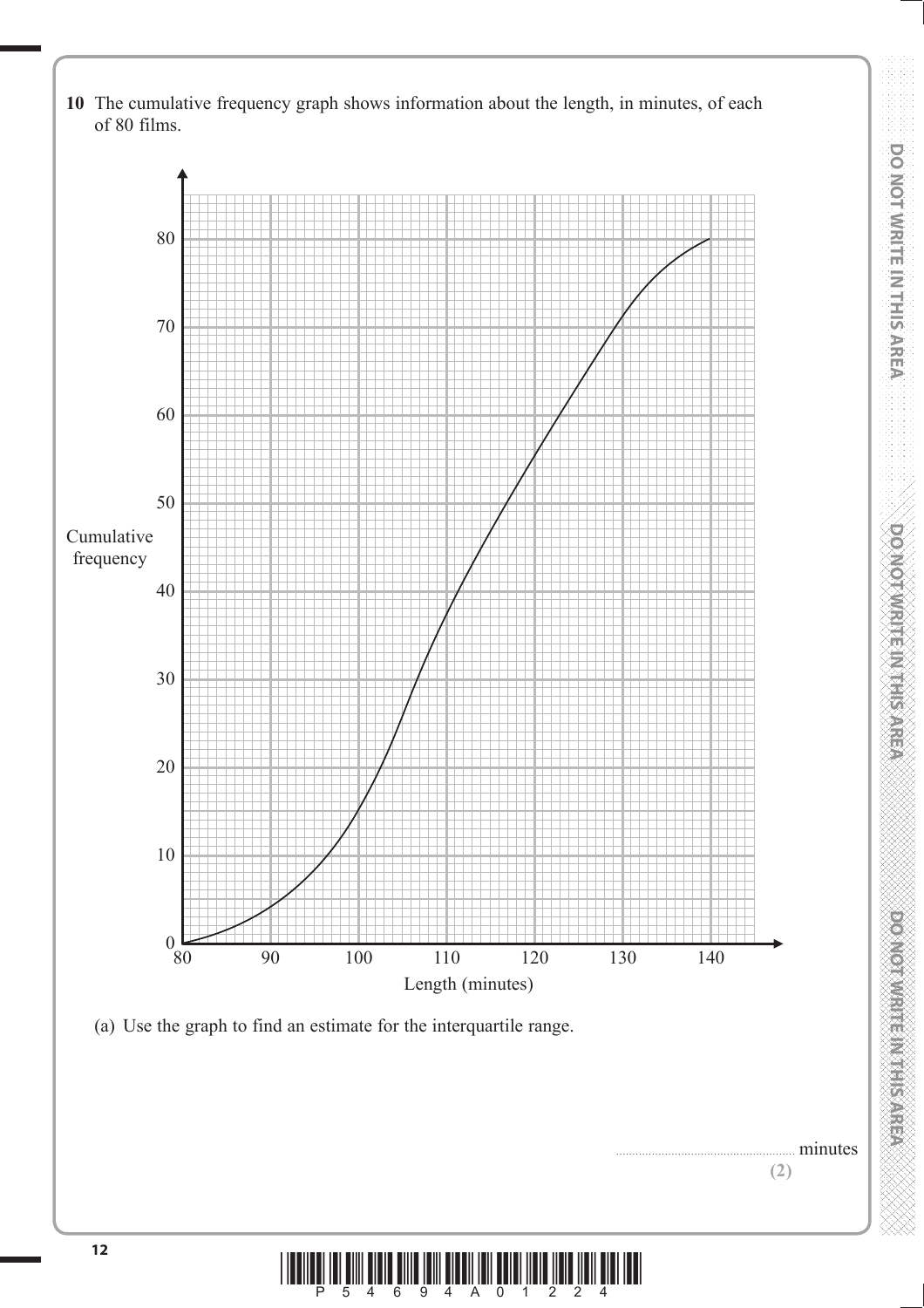**10** The cumulative frequency graph shows information about the length, in minutes, of each of 80 films.

(a) Use the graph to find an estimate for the interquartile range.

........................................................ minutes

**(2)**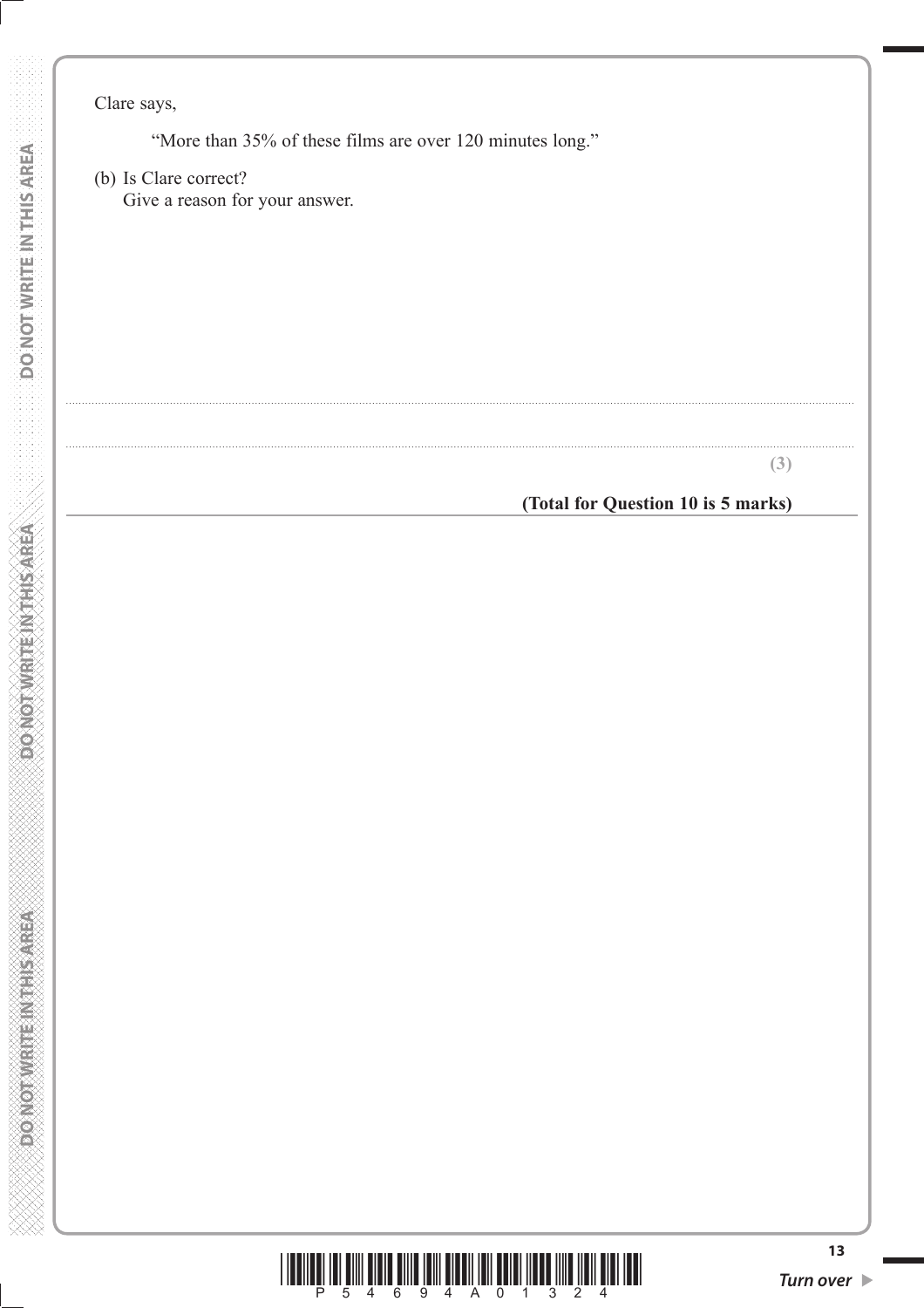Clare says,

"More than 35% of these films are over 120 minutes long."

(b) Is Clare correct?
Give a reason for your answer.

..................................................................................................................................................................................................................

..................................................................................................................................................................................................................

**(3)**

**(Total for Question 10 is 5 marks)**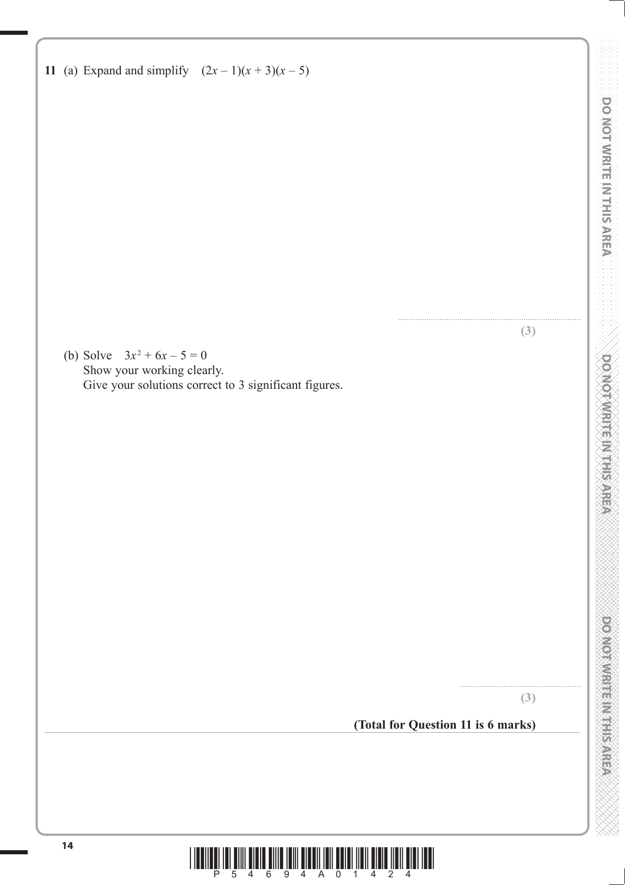**11** (a) Expand and simplify $(2x - 1)(x + 3)(x - 5)$

..............................................................................

**(3)**

(b) Solve $3x^2 + 6x - 5 = 0$
Show your working clearly.
Give your solutions correct to 3 significant figures.

..............................................................................

**(3)**

**(Total for Question 11 is 6 marks)**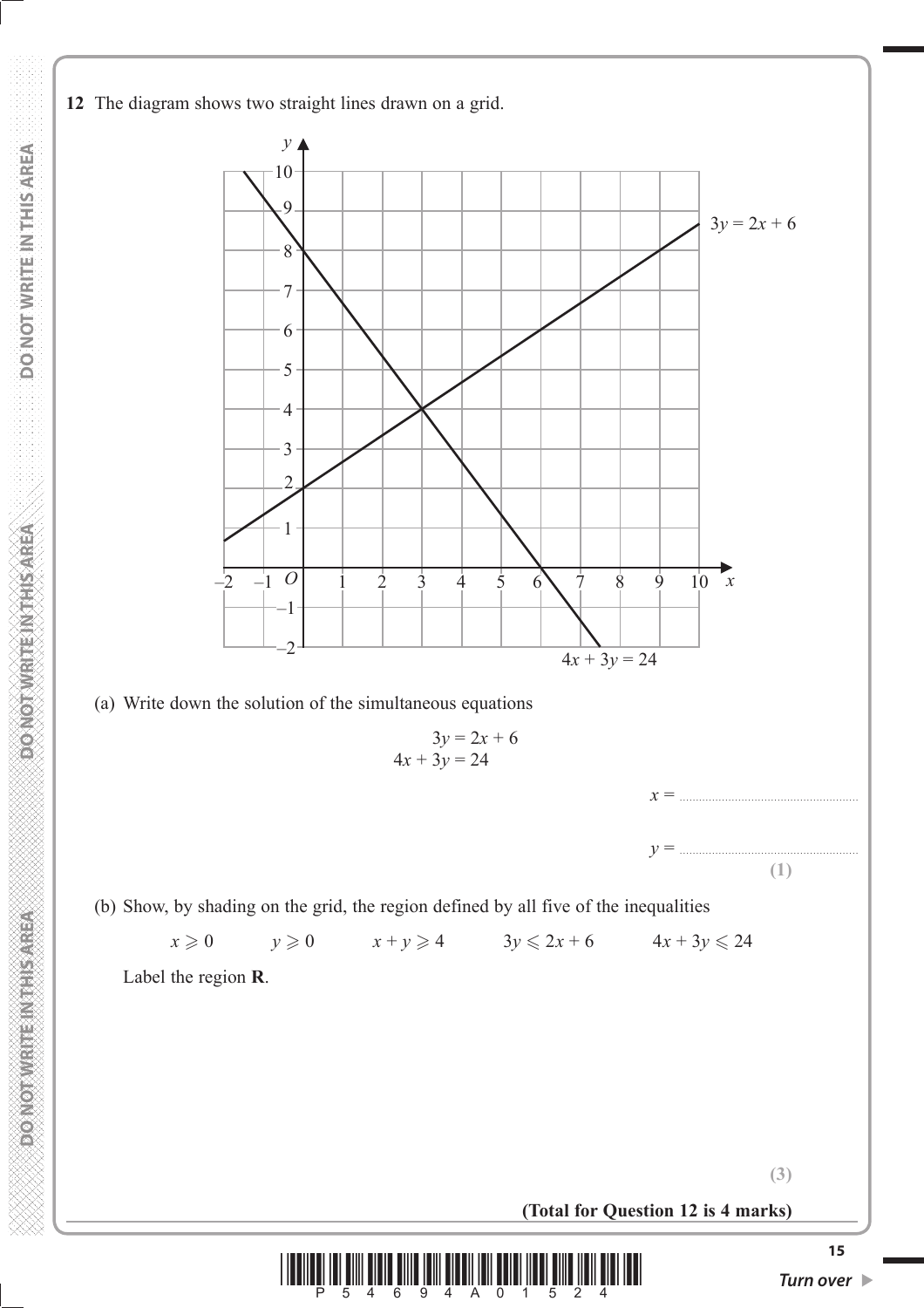**12** The diagram shows two straight lines drawn on a grid.

$3y = 2x + 6$

$4x + 3y = 24$

(a) Write down the solution of the simultaneous equations

$$3y = 2x + 6$$
$$4x + 3y = 24$$

$x =$ ......................................................

$y =$ ......................................................

**(1)**

(b) Show, by shading on the grid, the region defined by all five of the inequalities

$x \geqslant 0 \qquad y \geqslant 0 \qquad x + y \geqslant 4 \qquad 3y \leqslant 2x + 6 \qquad 4x + 3y \leqslant 24$

Label the region **R**.

**(3)**

**(Total for Question 12 is 4 marks)**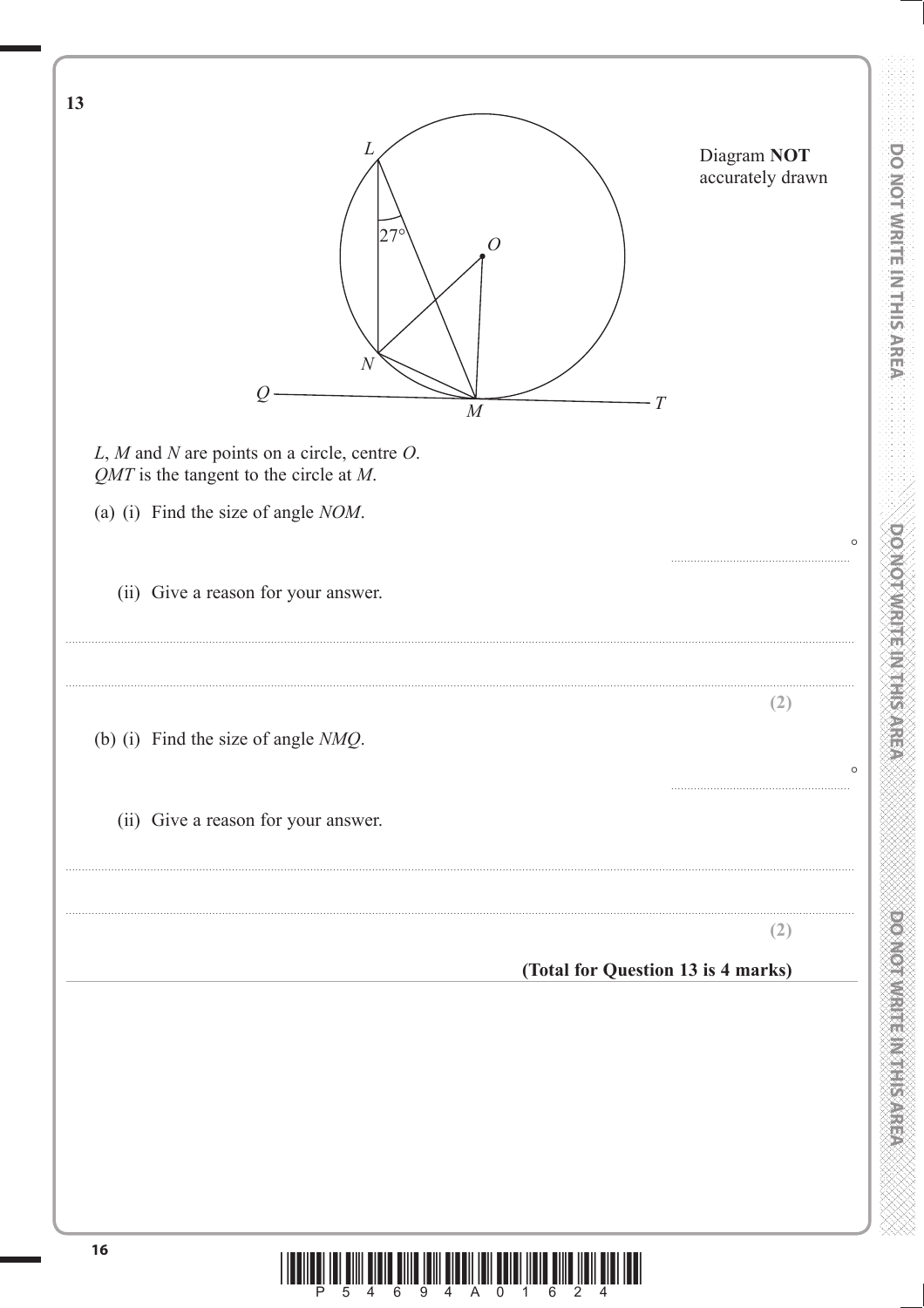**13**

Diagram **NOT** accurately drawn

$L$, $M$ and $N$ are points on a circle, centre $O$.
$QMT$ is the tangent to the circle at $M$.

(a) (i) Find the size of angle $NOM$.

.......................................................°

(ii) Give a reason for your answer.

..........................................................................................................................................................

..........................................................................................................................................................

**(2)**

(b) (i) Find the size of angle $NMQ$.

.......................................................°

(ii) Give a reason for your answer.

..........................................................................................................................................................

..........................................................................................................................................................

**(2)**

**(Total for Question 13 is 4 marks)**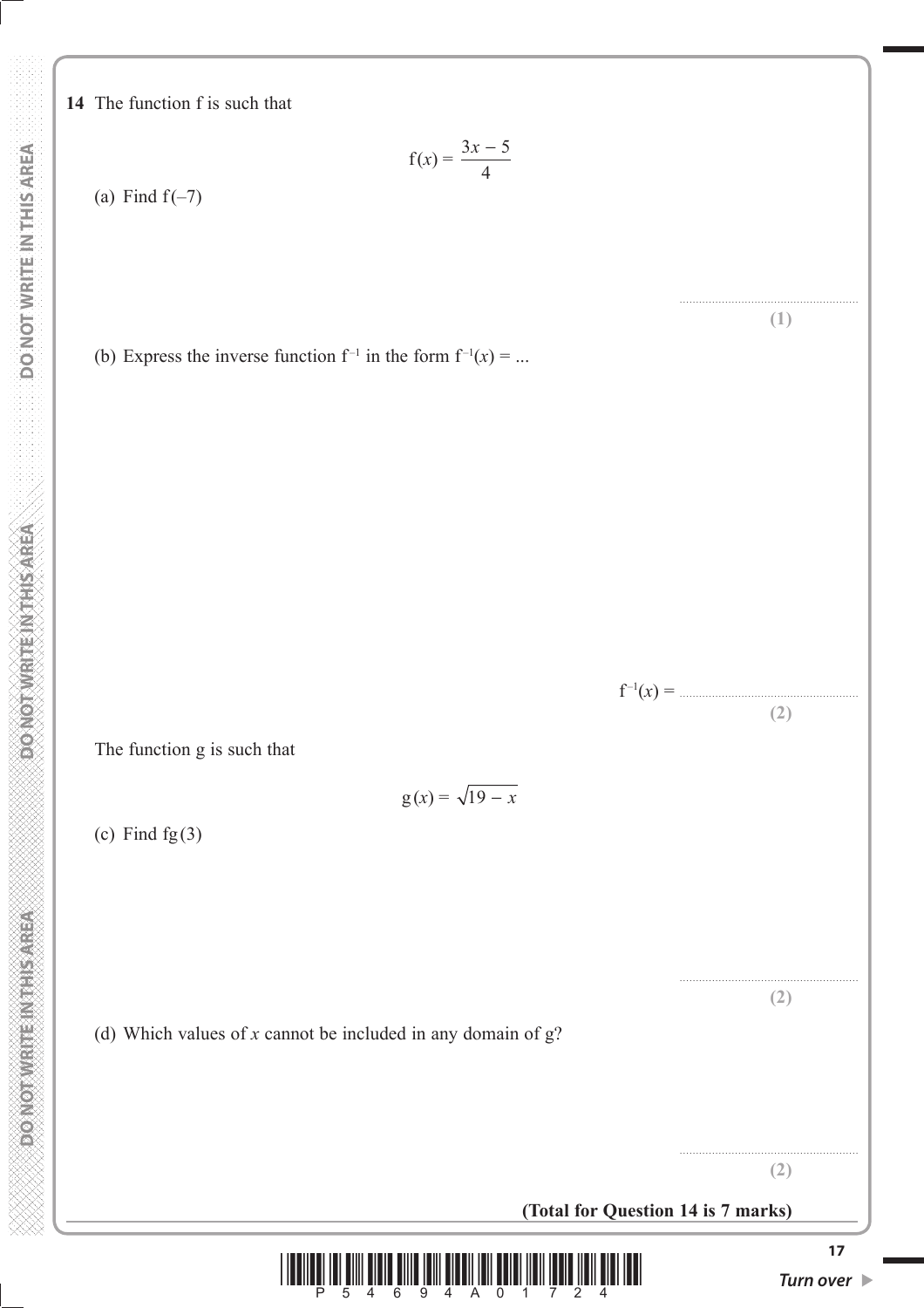**14** The function f is since that

$$f(x) = \frac{3x - 5}{4}$$

(a) Find f(–7)

..............................................

**(1)**

(b) Express the inverse function $f^{-1}$ in the form $f^{-1}(x) = ...$

$f^{-1}(x) =$ ..............................................

**(2)**

The function g is such that

$$g(x) = \sqrt{19 - x}$$

(c) Find fg(3)

..............................................

**(2)**

(d) Which values of $x$ cannot be included in any domain of g?

..............................................

**(2)**

**(Total for Question 14 is 7 marks)**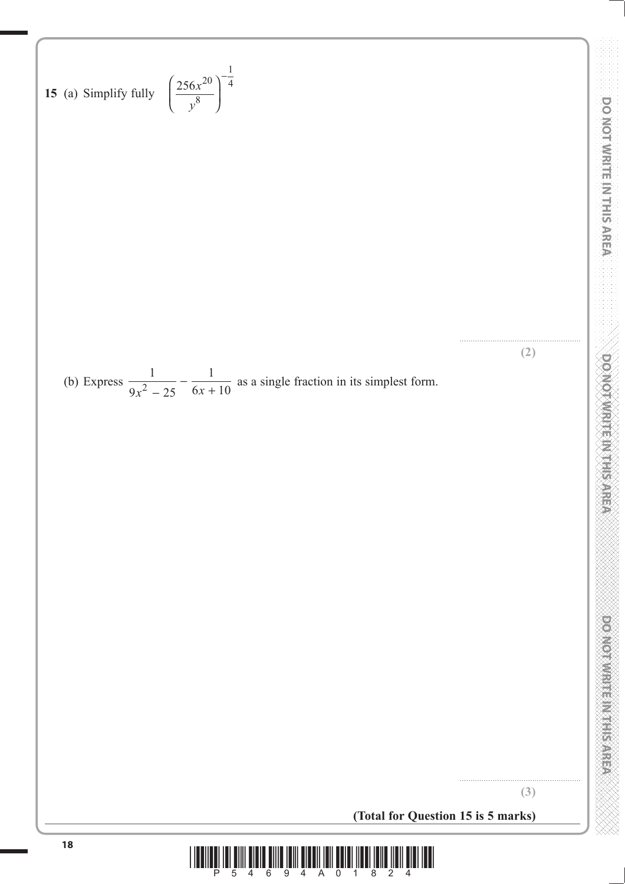**15** (a) Simplify fully $\left(\dfrac{256x^{20}}{y^8}\right)^{-\frac{1}{4}}$

..............................................................

**(2)**

(b) Express $\dfrac{1}{9x^2 - 25} - \dfrac{1}{6x + 10}$ as a single fraction in its simplest form.

..............................................................

**(3)**

**(Total for Question 15 is 5 marks)**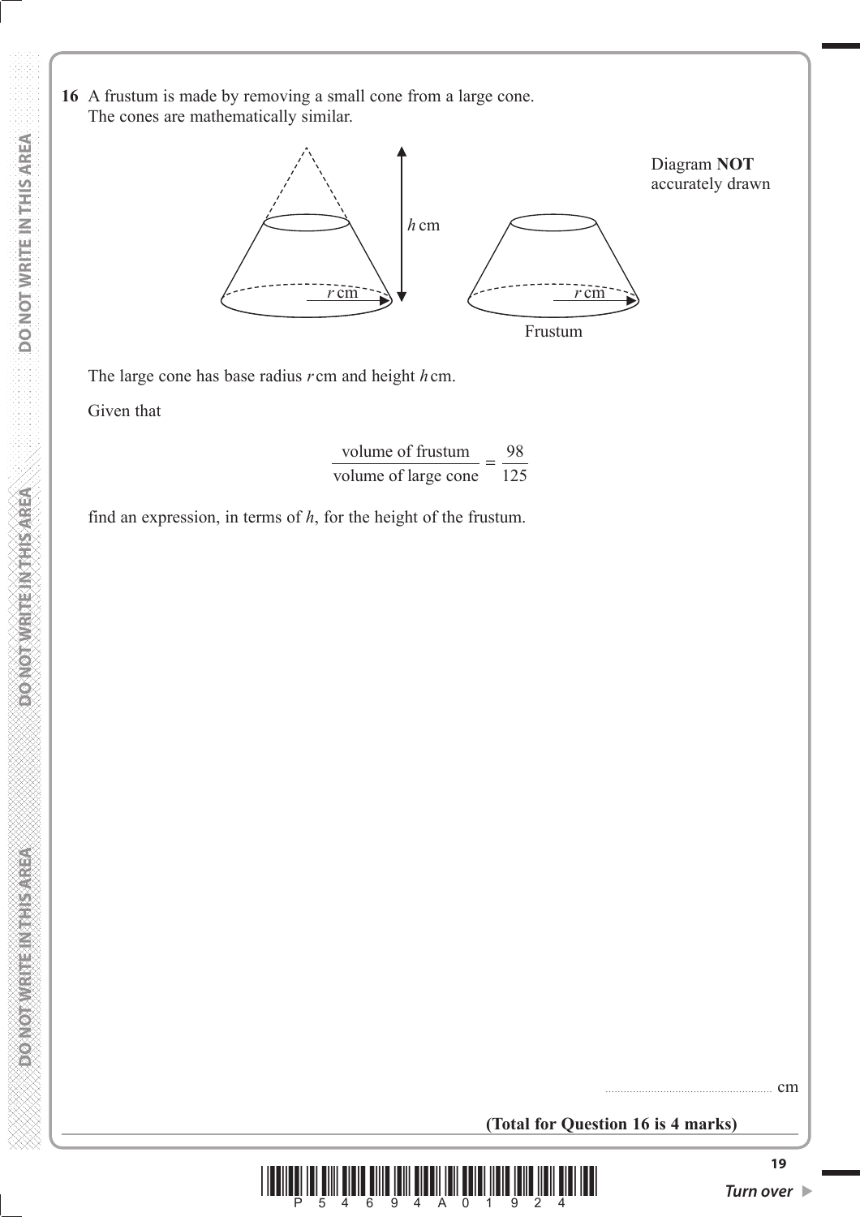**16** A frustum is made by removing a small cone from a large cone.
The cones are mathematically similar.

Diagram **NOT** accurately drawn

The large cone has base radius $r$ cm and height $h$ cm.

Given that

$$\frac{\text{volume of frustum}}{\text{volume of large cone}} = \frac{98}{125}$$

find an expression, in terms of $h$, for the height of the frustum.

.......................................................... cm

**(Total for Question 16 is 4 marks)**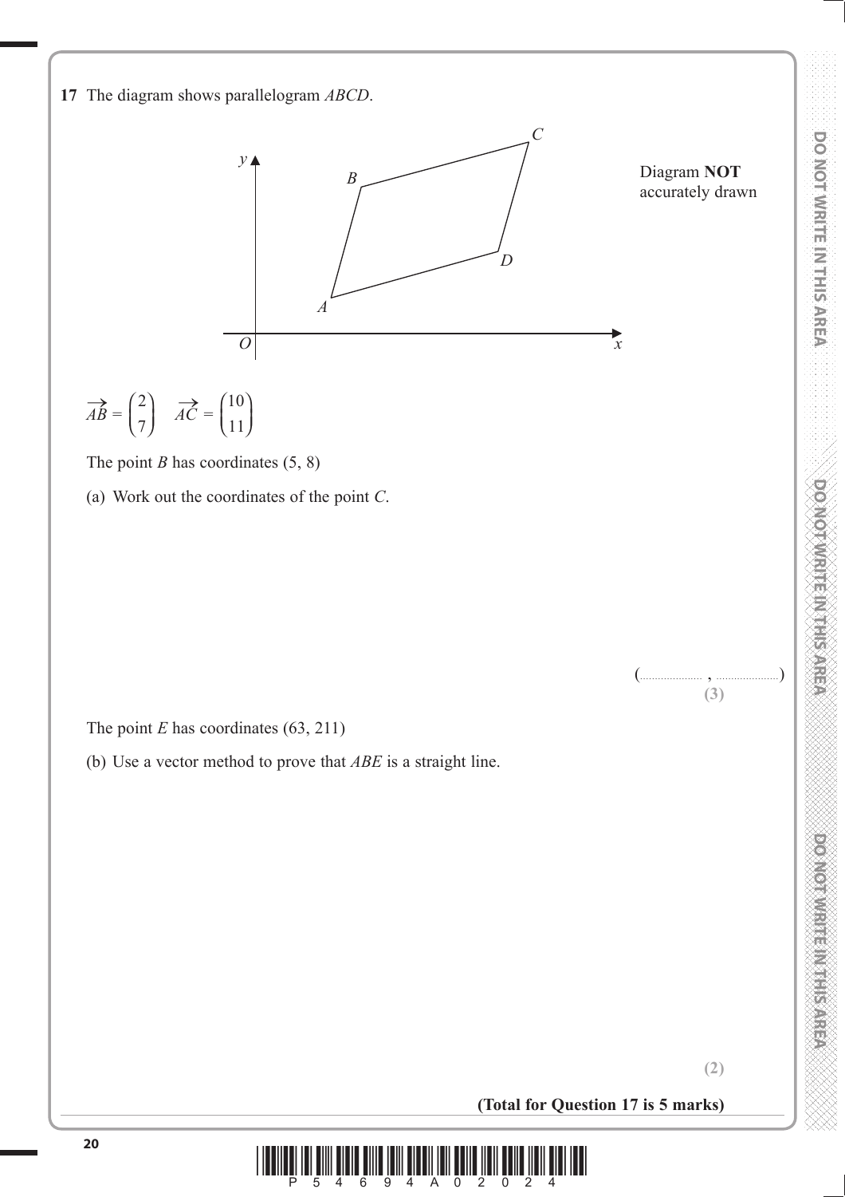**17** The diagram shows parallelogram *ABCD*.

Diagram **NOT** accurately drawn

$\overrightarrow{AB} = \begin{pmatrix} 2 \\ 7 \end{pmatrix} \quad \overrightarrow{AC} = \begin{pmatrix} 10 \\ 11 \end{pmatrix}$

The point *B* has coordinates (5, 8)

(a) Work out the coordinates of the point *C*.

(.................... , ....................)
**(3)**

The point *E* has coordinates (63, 211)

(b) Use a vector method to prove that *ABE* is a straight line.

**(2)**

**(Total for Question 17 is 5 marks)**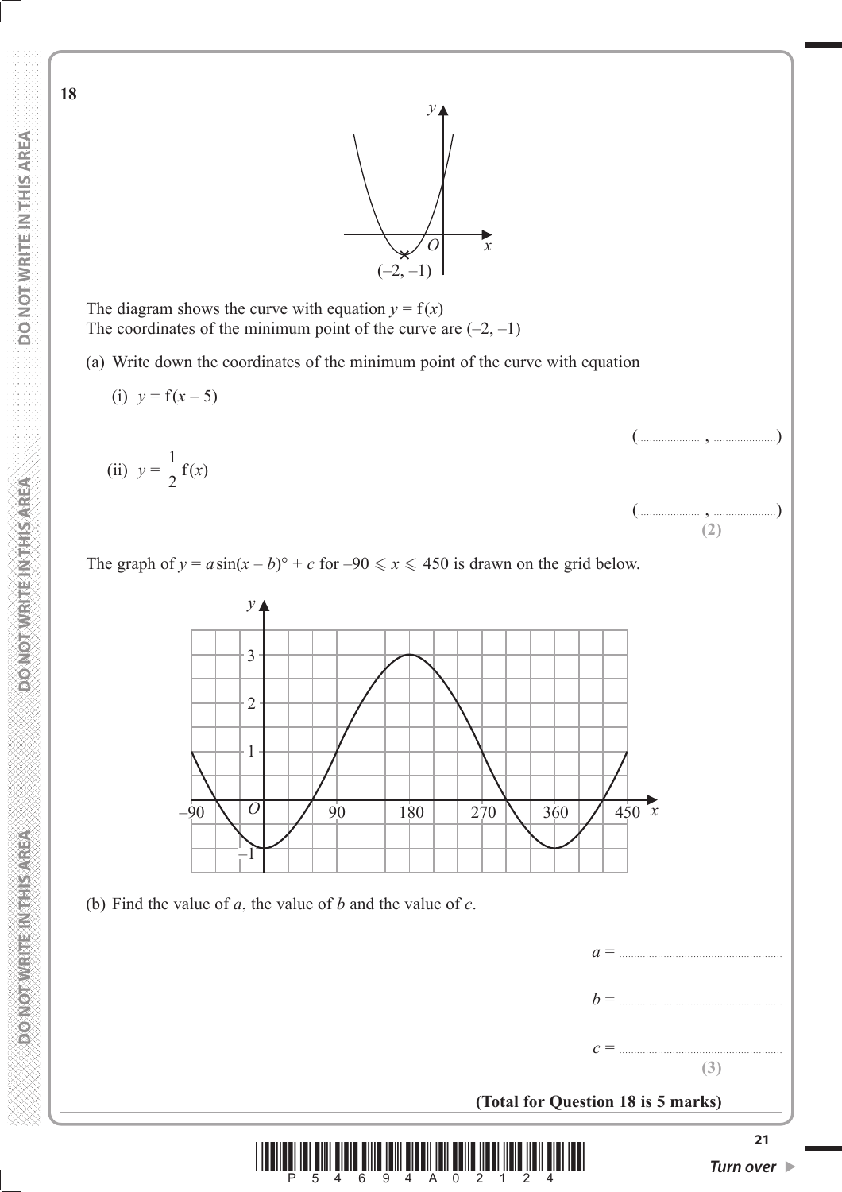**18**

The diagram shows the curve with equation $y = \mathrm{f}(x)$

The coordinates of the minimum point of the curve are $(-2, -1)$

(a) Write down the coordinates of the minimum point of the curve with equation

(i) $y = \mathrm{f}(x - 5)$

(.................... , ....................)

(ii) $y = \frac{1}{2}\mathrm{f}(x)$

(.................... , ....................)

**(2)**

The graph of $y = a\sin(x - b)° + c$ for $-90 \leqslant x \leqslant 450$ is drawn on the grid below.

(b) Find the value of $a$, the value of $b$ and the value of $c$.

$a =$ ......................................................

$b =$ ......................................................

$c =$ ......................................................

**(3)**

**(Total for Question 18 is 5 marks)**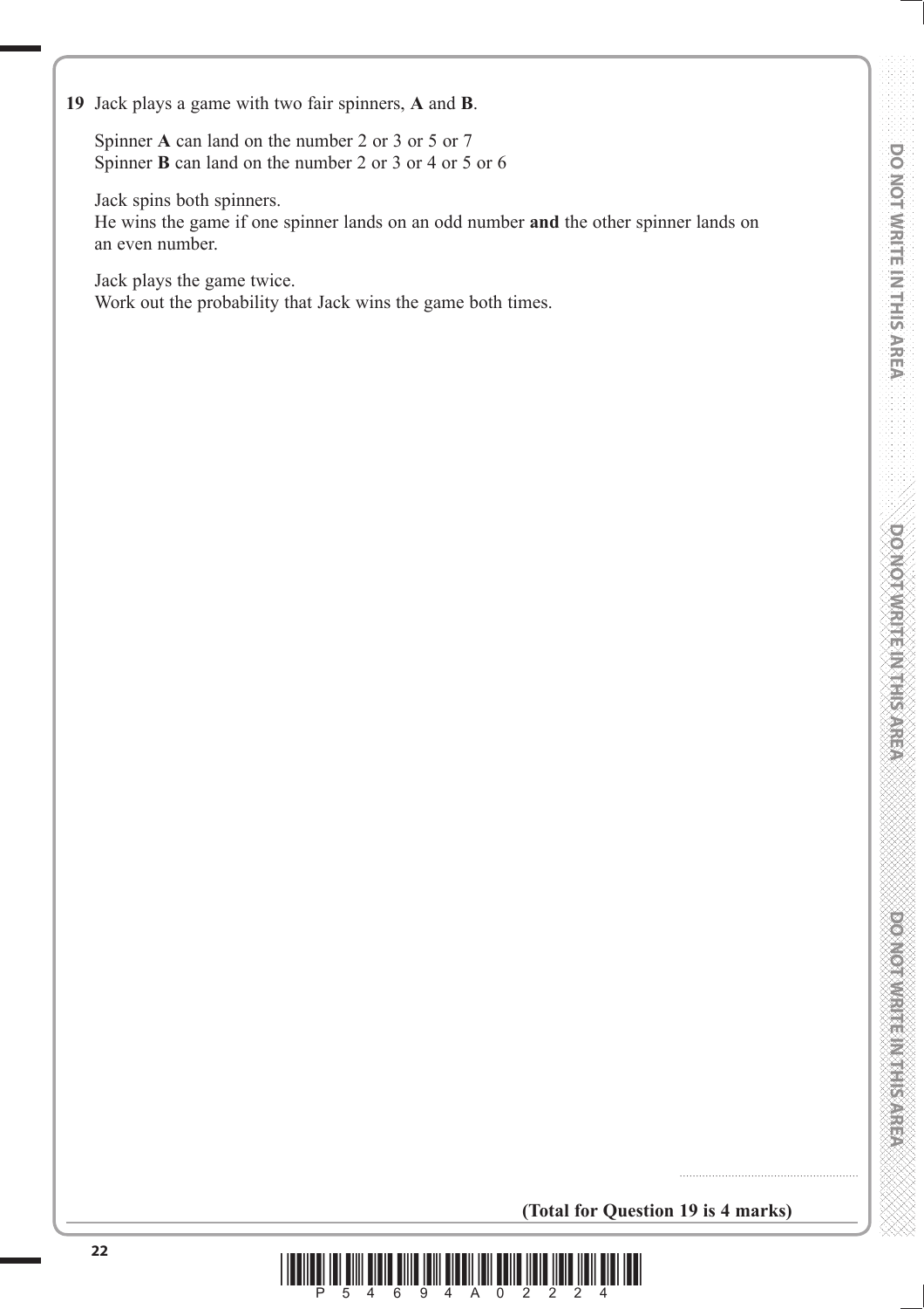**19** Jack plays a game with two fair spinners, **A** and **B**.

Spinner **A** can land on the number 2 or 3 or 5 or 7
Spinner **B** can land on the number 2 or 3 or 4 or 5 or 6

Jack spins both spinners.
He wins the game if one spinner lands on an odd number **and** the other spinner lands on an even number.

Jack plays the game twice.
Work out the probability that Jack wins the game both times.

..........................................................

**(Total for Question 19 is 4 marks)**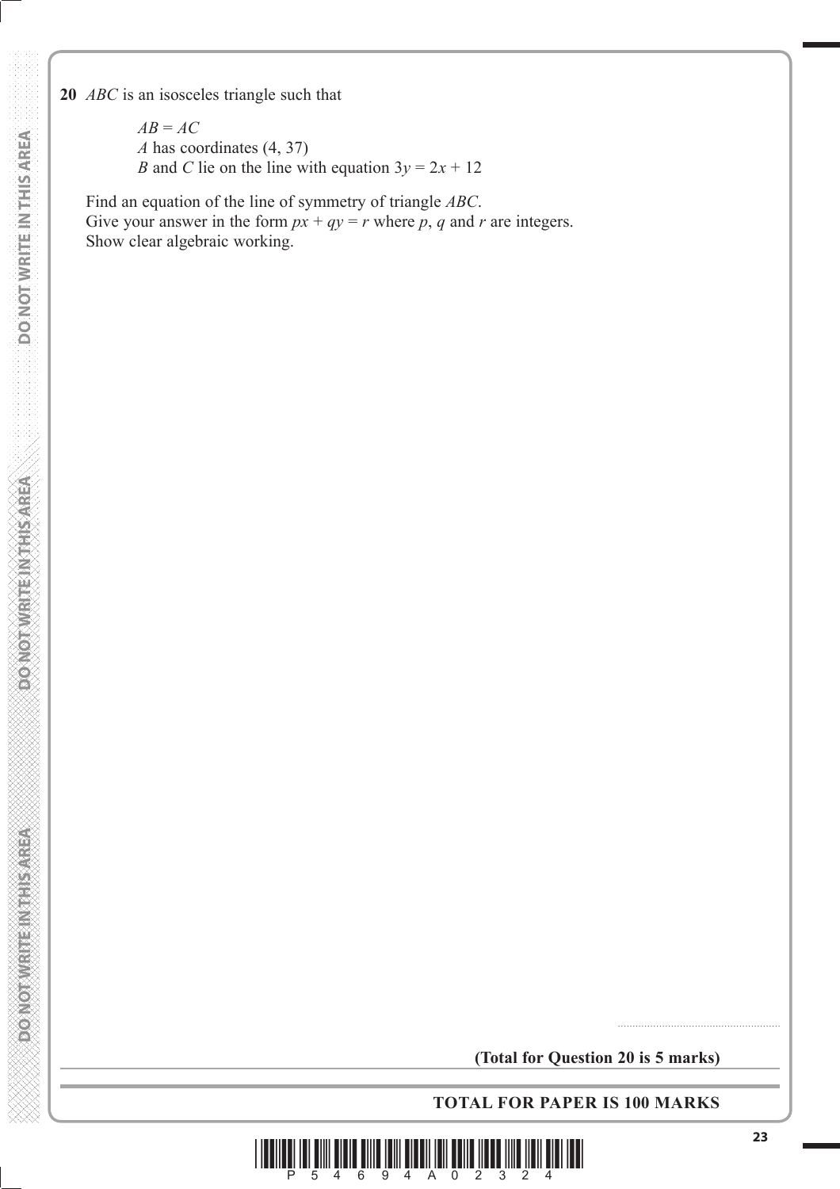**20** $ABC$ is an isosceles triangle such that

$AB = AC$
$A$ has coordinates $(4, 37)$
$B$ and $C$ lie on the line with equation $3y = 2x + 12$

Find an equation of the line of symmetry of triangle $ABC$.
Give your answer in the form $px + qy = r$ where $p$, $q$ and $r$ are integers.
Show clear algebraic working.

.......................................................

**(Total for Question 20 is 5 marks)**

**TOTAL FOR PAPER IS 100 MARKS**